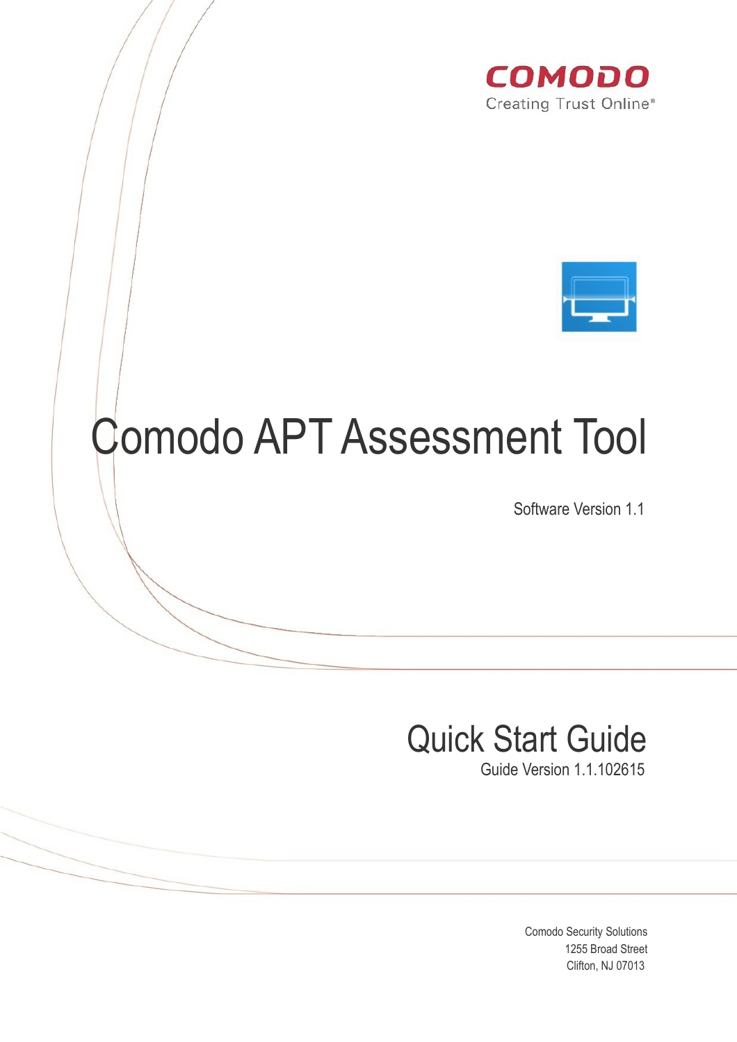COMODO
Creating Trust Online®

# Comodo APT Assessment Tool

Software Version 1.1

## Quick Start Guide

Guide Version 1.1.102615

Comodo Security Solutions
1255 Broad Street
Clifton, NJ 07013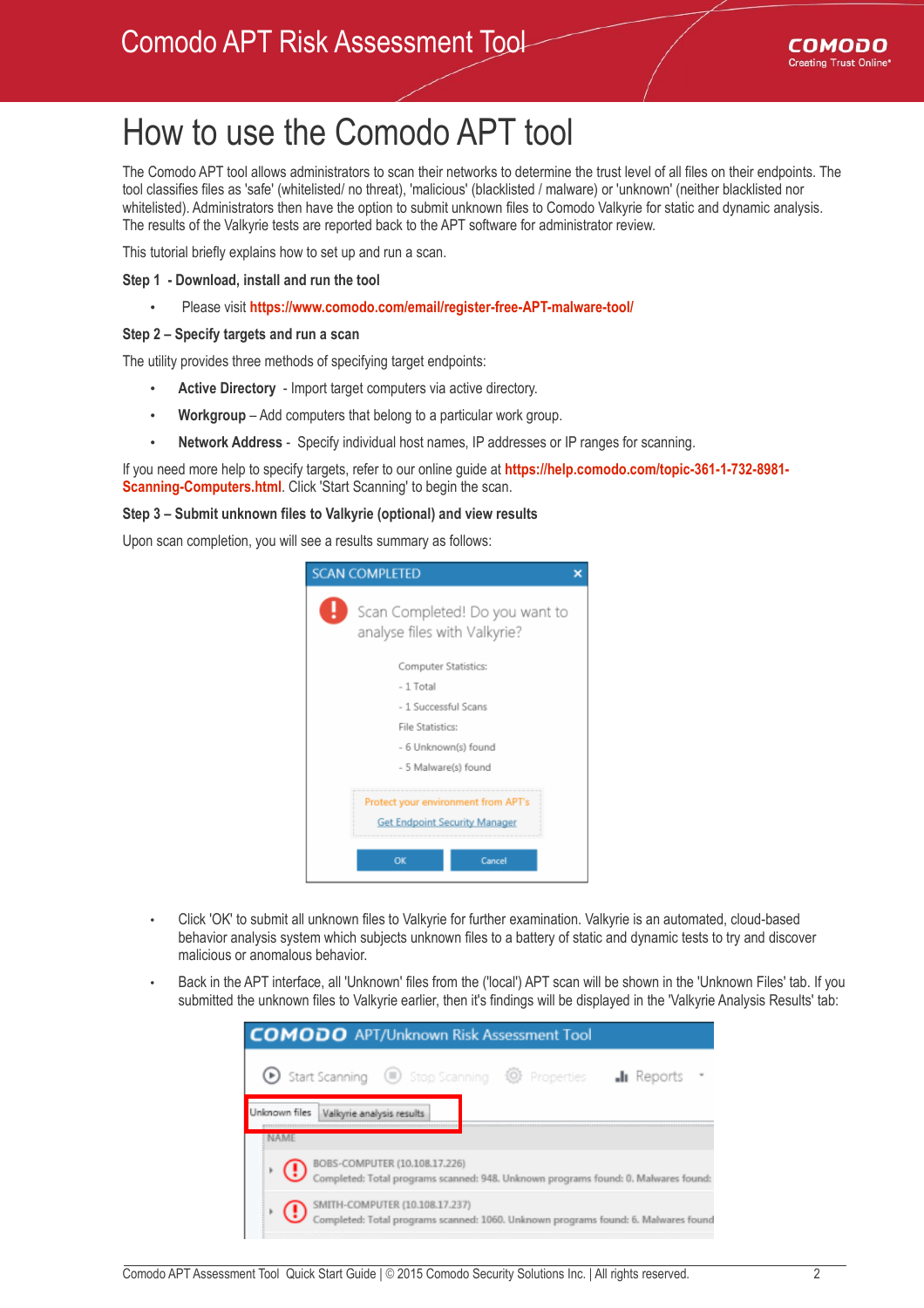# How to use the Comodo APT tool

The Comodo APT tool allows administrators to scan their networks to determine the trust level of all files on their endpoints. The tool classifies files as 'safe' (whitelisted/ no threat), 'malicious' (blacklisted / malware) or 'unknown' (neither blacklisted nor whitelisted). Administrators then have the option to submit unknown files to Comodo Valkyrie for static and dynamic analysis. The results of the Valkyrie tests are reported back to the APT software for administrator review.

This tutorial briefly explains how to set up and run a scan.

**Step 1 - Download, install and run the tool**

- Please visit **https://www.comodo.com/email/register-free-APT-malware-tool/**

**Step 2 – Specify targets and run a scan**

The utility provides three methods of specifying target endpoints:

- **Active Directory** - Import target computers via active directory.
- **Workgroup** – Add computers that belong to a particular work group.
- **Network Address** - Specify individual host names, IP addresses or IP ranges for scanning.

If you need more help to specify targets, refer to our online guide at **https://help.comodo.com/topic-361-1-732-8981-Scanning-Computers.html**. Click 'Start Scanning' to begin the scan.

**Step 3 – Submit unknown files to Valkyrie (optional) and view results**

Upon scan completion, you will see a results summary as follows:

- Click 'OK' to submit all unknown files to Valkyrie for further examination. Valkyrie is an automated, cloud-based behavior analysis system which subjects unknown files to a battery of static and dynamic tests to try and discover malicious or anomalous behavior.
- Back in the APT interface, all 'Unknown' files from the ('local') APT scan will be shown in the 'Unknown Files' tab. If you submitted the unknown files to Valkyrie earlier, then it's findings will be displayed in the 'Valkyrie Analysis Results' tab: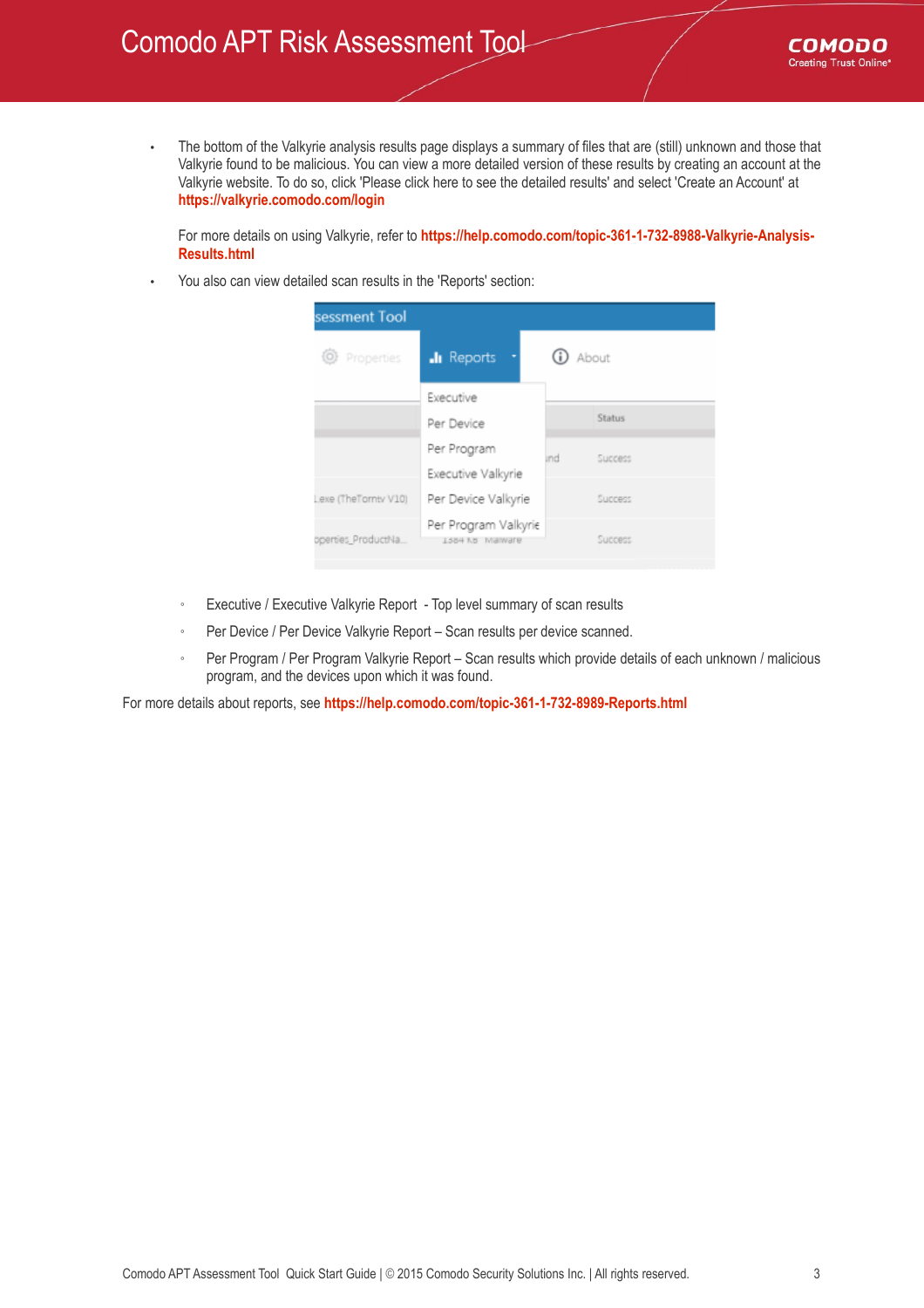- The bottom of the Valkyrie analysis results page displays a summary of files that are (still) unknown and those that Valkyrie found to be malicious. You can view a more detailed version of these results by creating an account at the Valkyrie website. To do so, click 'Please click here to see the detailed results' and select 'Create an Account' at **https://valkyrie.comodo.com/login**

  For more details on using Valkyrie, refer to **https://help.comodo.com/topic-361-1-732-8988-Valkyrie-Analysis-Results.html**

- You also can view detailed scan results in the 'Reports' section:

  - Executive / Executive Valkyrie Report - Top level summary of scan results
  - Per Device / Per Device Valkyrie Report – Scan results per device scanned.
  - Per Program / Per Program Valkyrie Report – Scan results which provide details of each unknown / malicious program, and the devices upon which it was found.

For more details about reports, see **https://help.comodo.com/topic-361-1-732-8989-Reports.html**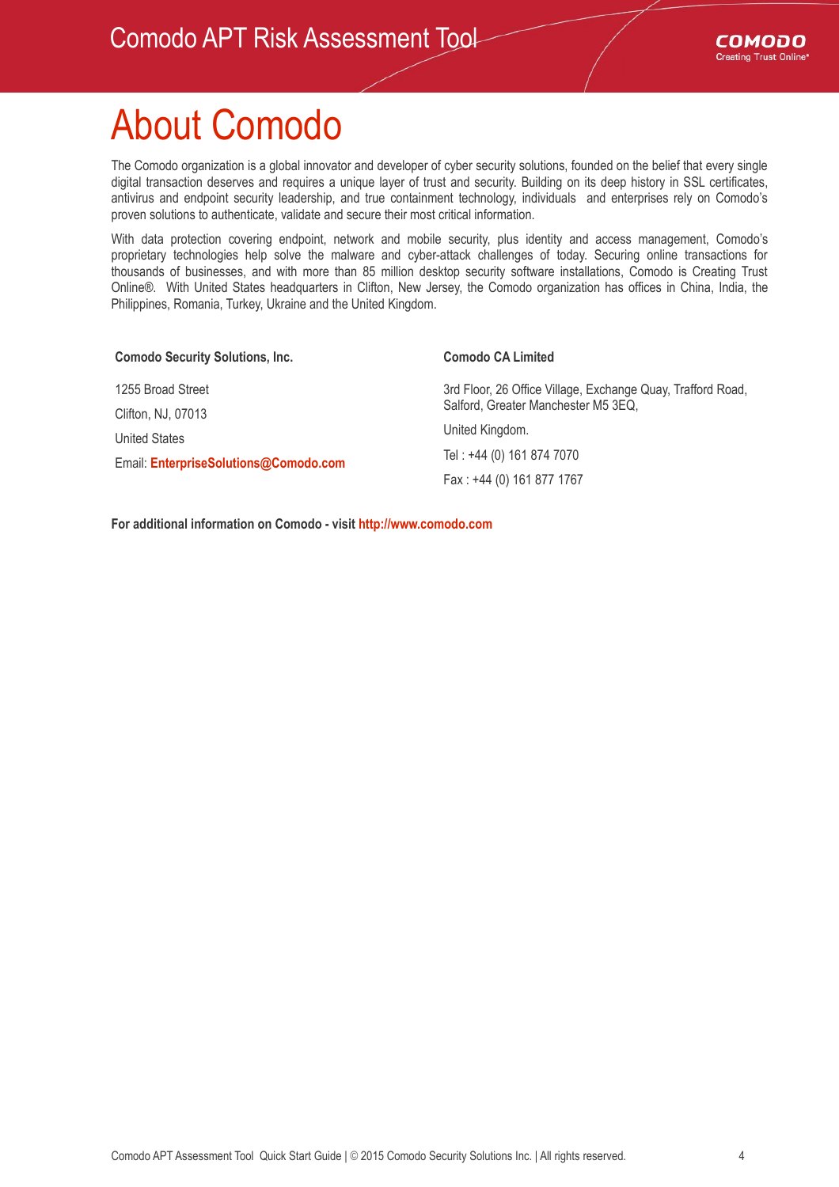# About Comodo

The Comodo organization is a global innovator and developer of cyber security solutions, founded on the belief that every single digital transaction deserves and requires a unique layer of trust and security. Building on its deep history in SSL certificates, antivirus and endpoint security leadership, and true containment technology, individuals and enterprises rely on Comodo's proven solutions to authenticate, validate and secure their most critical information.

With data protection covering endpoint, network and mobile security, plus identity and access management, Comodo's proprietary technologies help solve the malware and cyber-attack challenges of today. Securing online transactions for thousands of businesses, and with more than 85 million desktop security software installations, Comodo is Creating Trust Online®. With United States headquarters in Clifton, New Jersey, the Comodo organization has offices in China, India, the Philippines, Romania, Turkey, Ukraine and the United Kingdom.

**Comodo Security Solutions, Inc.**

1255 Broad Street

Clifton, NJ, 07013

United States

Email: **EnterpriseSolutions@Comodo.com**

**Comodo CA Limited**

3rd Floor, 26 Office Village, Exchange Quay, Trafford Road, Salford, Greater Manchester M5 3EQ,

United Kingdom.

Tel : +44 (0) 161 874 7070

Fax : +44 (0) 161 877 1767

**For additional information on Comodo - visit http://www.comodo.com**